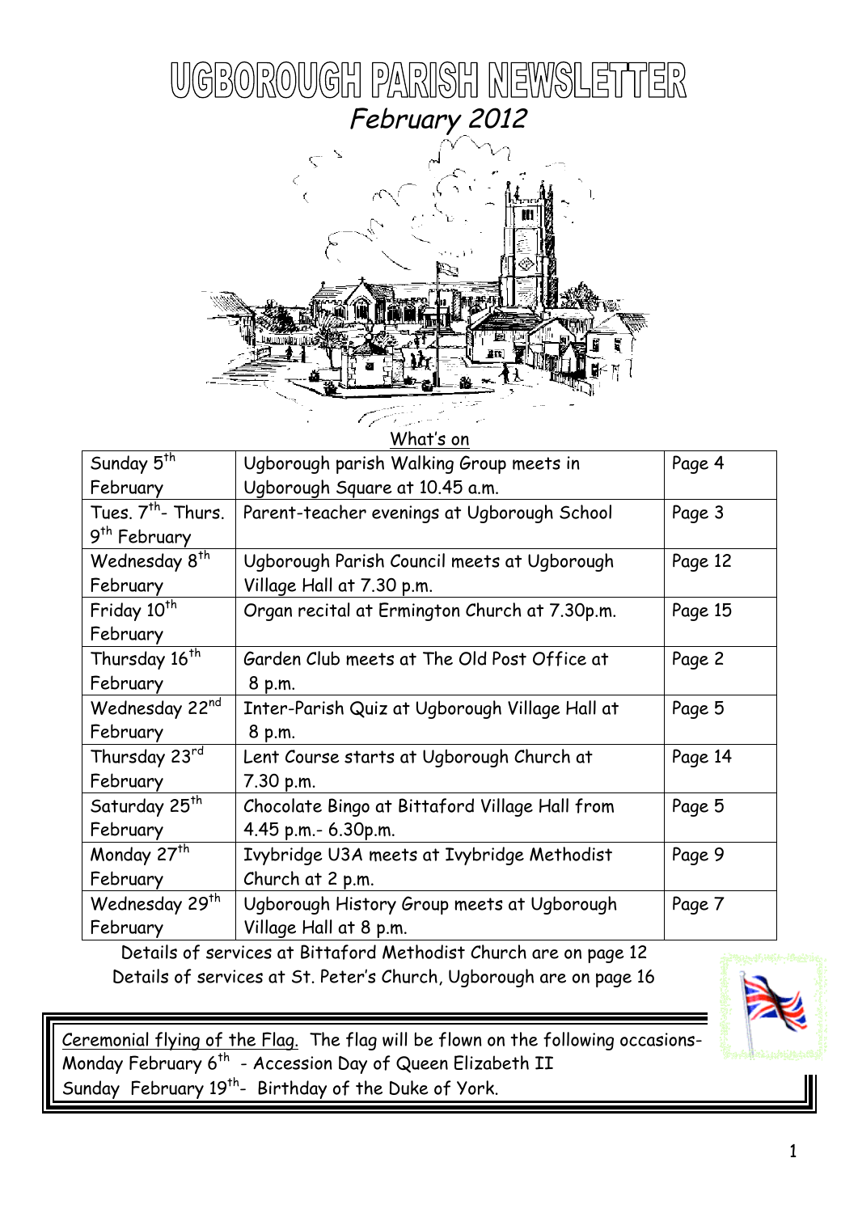# UGBOROUGH PARISH NEWSLETTER

*February 2012*

What's on

| Sunday 5th February | Ugborough parish Walking Group meets in Ugborough Square at 10.45 a.m. | Page 4 |
|---|---|---|
| Tues. 7th- Thurs. 9th February | Parent-teacher evenings at Ugborough School | Page 3 |
| Wednesday 8th February | Ugborough Parish Council meets at Ugborough Village Hall at 7.30 p.m. | Page 12 |
| Friday 10th February | Organ recital at Ermington Church at 7.30p.m. | Page 15 |
| Thursday 16th February | Garden Club meets at The Old Post Office at 8 p.m. | Page 2 |
| Wednesday 22nd February | Inter-Parish Quiz at Ugborough Village Hall at 8 p.m. | Page 5 |
| Thursday 23rd February | Lent Course starts at Ugborough Church at 7.30 p.m. | Page 14 |
| Saturday 25th February | Chocolate Bingo at Bittaford Village Hall from 4.45 p.m.- 6.30p.m. | Page 5 |
| Monday 27th February | Ivybridge U3A meets at Ivybridge Methodist Church at 2 p.m. | Page 9 |
| Wednesday 29th February | Ugborough History Group meets at Ugborough Village Hall at 8 p.m. | Page 7 |

Details of services at Bittaford Methodist Church are on page 12

Details of services at St. Peter's Church, Ugborough are on page 16

Ceremonial flying of the Flag. The flag will be flown on the following occasions-

Monday February 6th - Accession Day of Queen Elizabeth II

Sunday February 19th- Birthday of the Duke of York.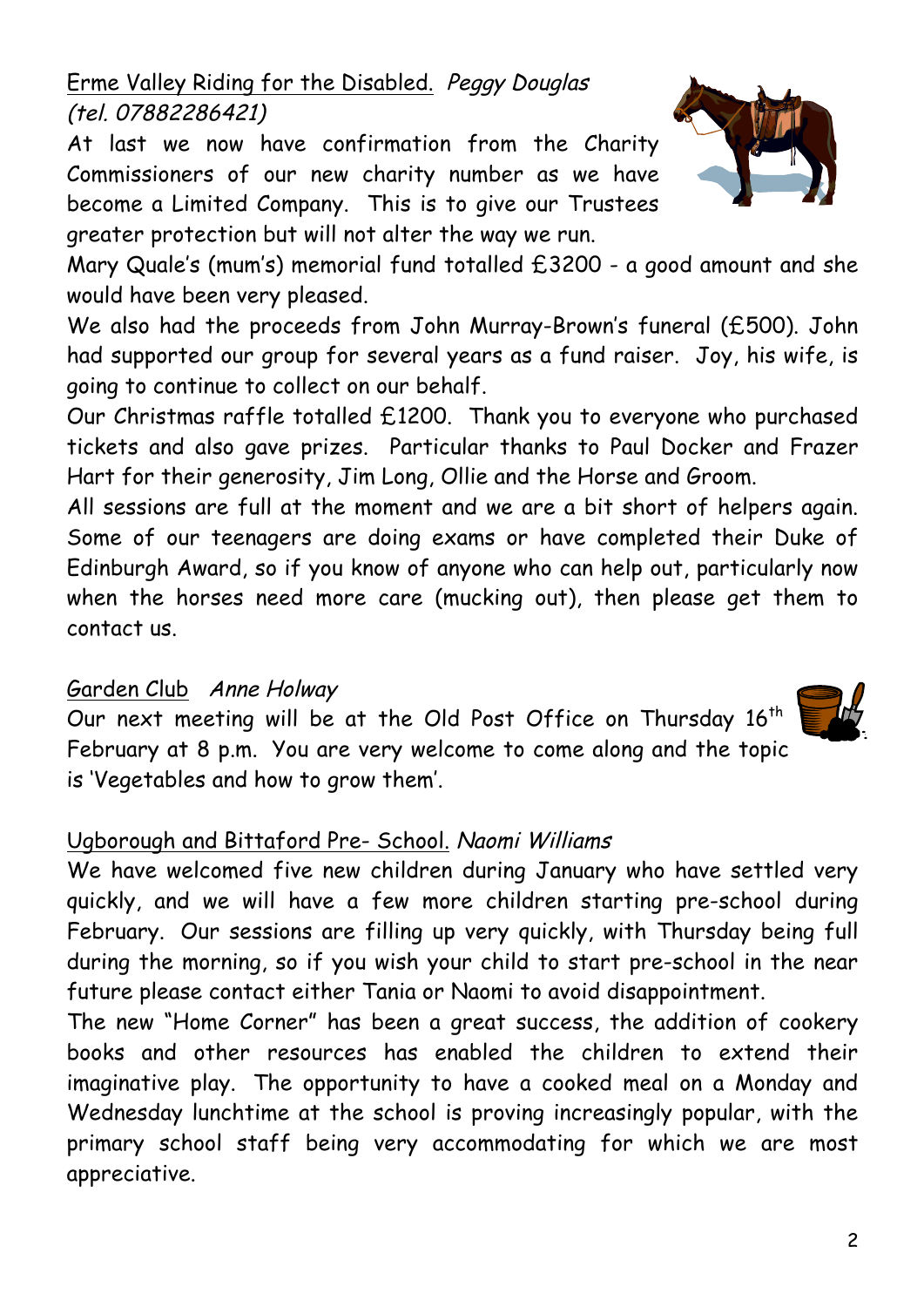Erme Valley Riding for the Disabled. *Peggy Douglas (tel. 07882286421)*

At last we now have confirmation from the Charity Commissioners of our new charity number as we have become a Limited Company. This is to give our Trustees greater protection but will not alter the way we run.

Mary Quale's (mum's) memorial fund totalled £3200 - a good amount and she would have been very pleased.

We also had the proceeds from John Murray-Brown's funeral (£500). John had supported our group for several years as a fund raiser. Joy, his wife, is going to continue to collect on our behalf.

Our Christmas raffle totalled £1200. Thank you to everyone who purchased tickets and also gave prizes. Particular thanks to Paul Docker and Frazer Hart for their generosity, Jim Long, Ollie and the Horse and Groom.

All sessions are full at the moment and we are a bit short of helpers again. Some of our teenagers are doing exams or have completed their Duke of Edinburgh Award, so if you know of anyone who can help out, particularly now when the horses need more care (mucking out), then please get them to contact us.

Garden Club *Anne Holway*

Our next meeting will be at the Old Post Office on Thursday 16th February at 8 p.m. You are very welcome to come along and the topic is 'Vegetables and how to grow them'.

Ugborough and Bittaford Pre- School. *Naomi Williams*

We have welcomed five new children during January who have settled very quickly, and we will have a few more children starting pre-school during February. Our sessions are filling up very quickly, with Thursday being full during the morning, so if you wish your child to start pre-school in the near future please contact either Tania or Naomi to avoid disappointment.

The new "Home Corner" has been a great success, the addition of cookery books and other resources has enabled the children to extend their imaginative play. The opportunity to have a cooked meal on a Monday and Wednesday lunchtime at the school is proving increasingly popular, with the primary school staff being very accommodating for which we are most appreciative.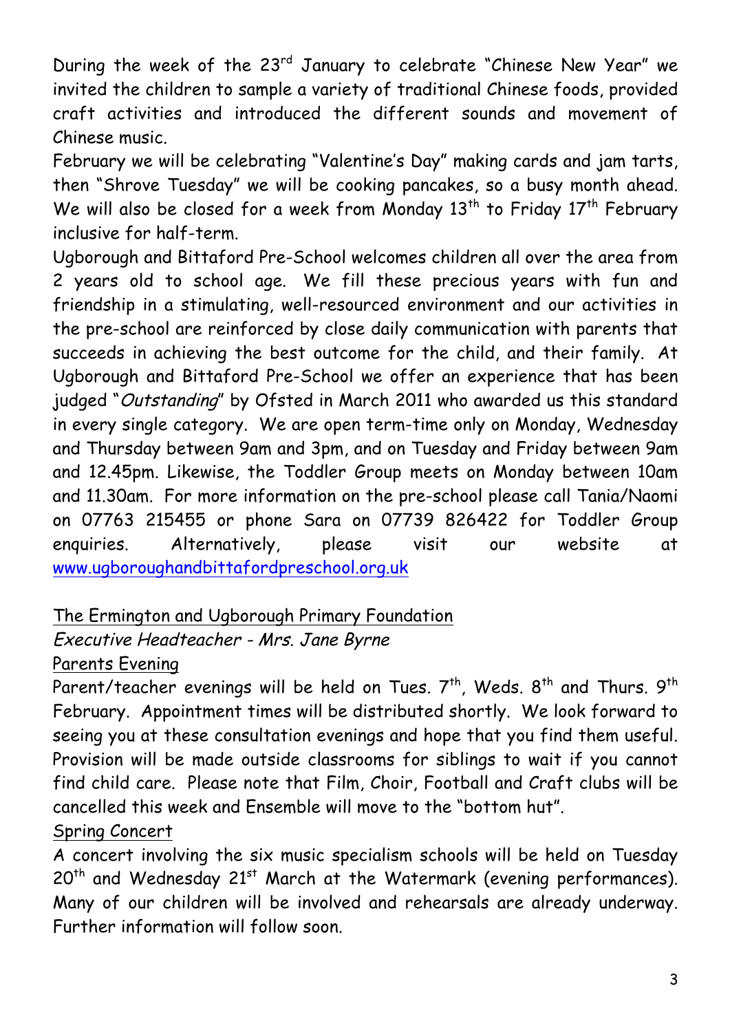During the week of the 23rd January to celebrate "Chinese New Year" we invited the children to sample a variety of traditional Chinese foods, provided craft activities and introduced the different sounds and movement of Chinese music.

February we will be celebrating "Valentine's Day" making cards and jam tarts, then "Shrove Tuesday" we will be cooking pancakes, so a busy month ahead. We will also be closed for a week from Monday 13th to Friday 17th February inclusive for half-term.

Ugborough and Bittaford Pre-School welcomes children all over the area from 2 years old to school age. We fill these precious years with fun and friendship in a stimulating, well-resourced environment and our activities in the pre-school are reinforced by close daily communication with parents that succeeds in achieving the best outcome for the child, and their family. At Ugborough and Bittaford Pre-School we offer an experience that has been judged "*Outstanding*" by Ofsted in March 2011 who awarded us this standard in every single category. We are open term-time only on Monday, Wednesday and Thursday between 9am and 3pm, and on Tuesday and Friday between 9am and 12.45pm. Likewise, the Toddler Group meets on Monday between 10am and 11.30am. For more information on the pre-school please call Tania/Naomi on 07763 215455 or phone Sara on 07739 826422 for Toddler Group enquiries. Alternatively, please visit our website at www.ugboroughandbittafordpreschool.org.uk

## The Ermington and Ugborough Primary Foundation

*Executive Headteacher - Mrs. Jane Byrne*

### Parents Evening

Parent/teacher evenings will be held on Tues. 7th, Weds. 8th and Thurs. 9th February. Appointment times will be distributed shortly. We look forward to seeing you at these consultation evenings and hope that you find them useful. Provision will be made outside classrooms for siblings to wait if you cannot find child care. Please note that Film, Choir, Football and Craft clubs will be cancelled this week and Ensemble will move to the "bottom hut".

### Spring Concert

A concert involving the six music specialism schools will be held on Tuesday 20th and Wednesday 21st March at the Watermark (evening performances). Many of our children will be involved and rehearsals are already underway. Further information will follow soon.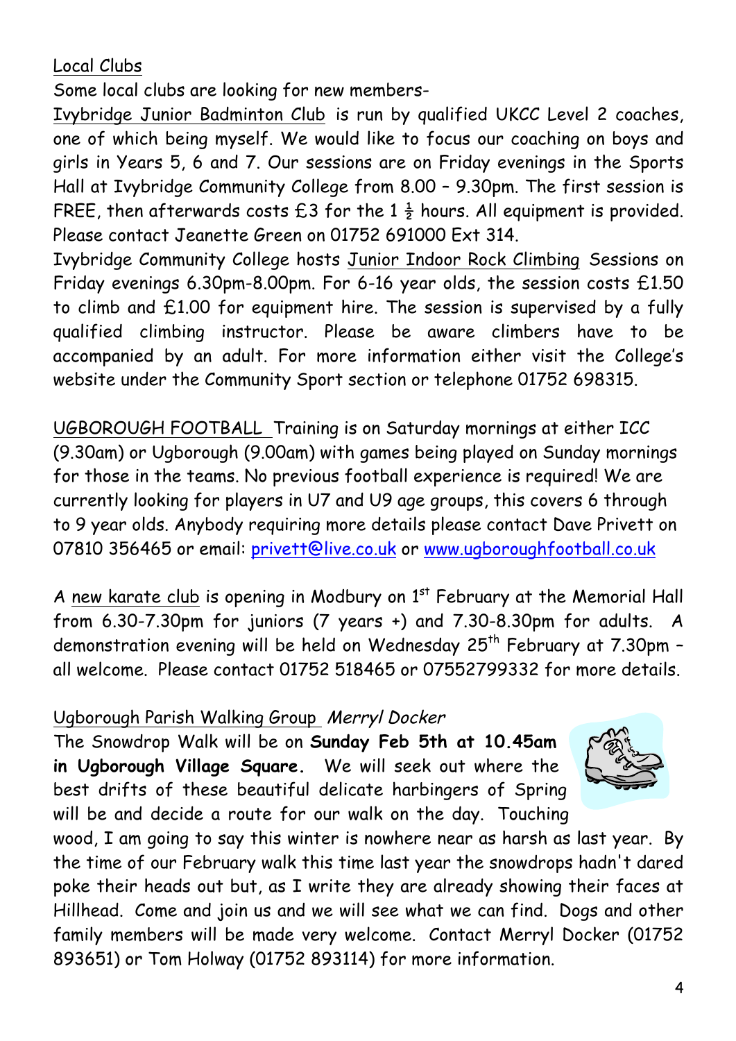Local Clubs

Some local clubs are looking for new members-

Ivybridge Junior Badminton Club is run by qualified UKCC Level 2 coaches, one of which being myself. We would like to focus our coaching on boys and girls in Years 5, 6 and 7. Our sessions are on Friday evenings in the Sports Hall at Ivybridge Community College from 8.00 – 9.30pm. The first session is FREE, then afterwards costs £3 for the 1 ½ hours. All equipment is provided. Please contact Jeanette Green on 01752 691000 Ext 314.

Ivybridge Community College hosts Junior Indoor Rock Climbing Sessions on Friday evenings 6.30pm-8.00pm. For 6-16 year olds, the session costs £1.50 to climb and £1.00 for equipment hire. The session is supervised by a fully qualified climbing instructor. Please be aware climbers have to be accompanied by an adult. For more information either visit the College's website under the Community Sport section or telephone 01752 698315.

UGBOROUGH FOOTBALL Training is on Saturday mornings at either ICC (9.30am) or Ugborough (9.00am) with games being played on Sunday mornings for those in the teams. No previous football experience is required! We are currently looking for players in U7 and U9 age groups, this covers 6 through to 9 year olds. Anybody requiring more details please contact Dave Privett on 07810 356465 or email: privett@live.co.uk or www.ugboroughfootball.co.uk

A new karate club is opening in Modbury on 1st February at the Memorial Hall from 6.30-7.30pm for juniors (7 years +) and 7.30-8.30pm for adults. A demonstration evening will be held on Wednesday 25th February at 7.30pm – all welcome. Please contact 01752 518465 or 07552799332 for more details.

Ugborough Parish Walking Group *Merryl Docker*

The Snowdrop Walk will be on **Sunday Feb 5th at 10.45am in Ugborough Village Square.** We will seek out where the best drifts of these beautiful delicate harbingers of Spring will be and decide a route for our walk on the day. Touching wood, I am going to say this winter is nowhere near as harsh as last year. By the time of our February walk this time last year the snowdrops hadn't dared poke their heads out but, as I write they are already showing their faces at Hillhead. Come and join us and we will see what we can find. Dogs and other family members will be made very welcome. Contact Merryl Docker (01752 893651) or Tom Holway (01752 893114) for more information.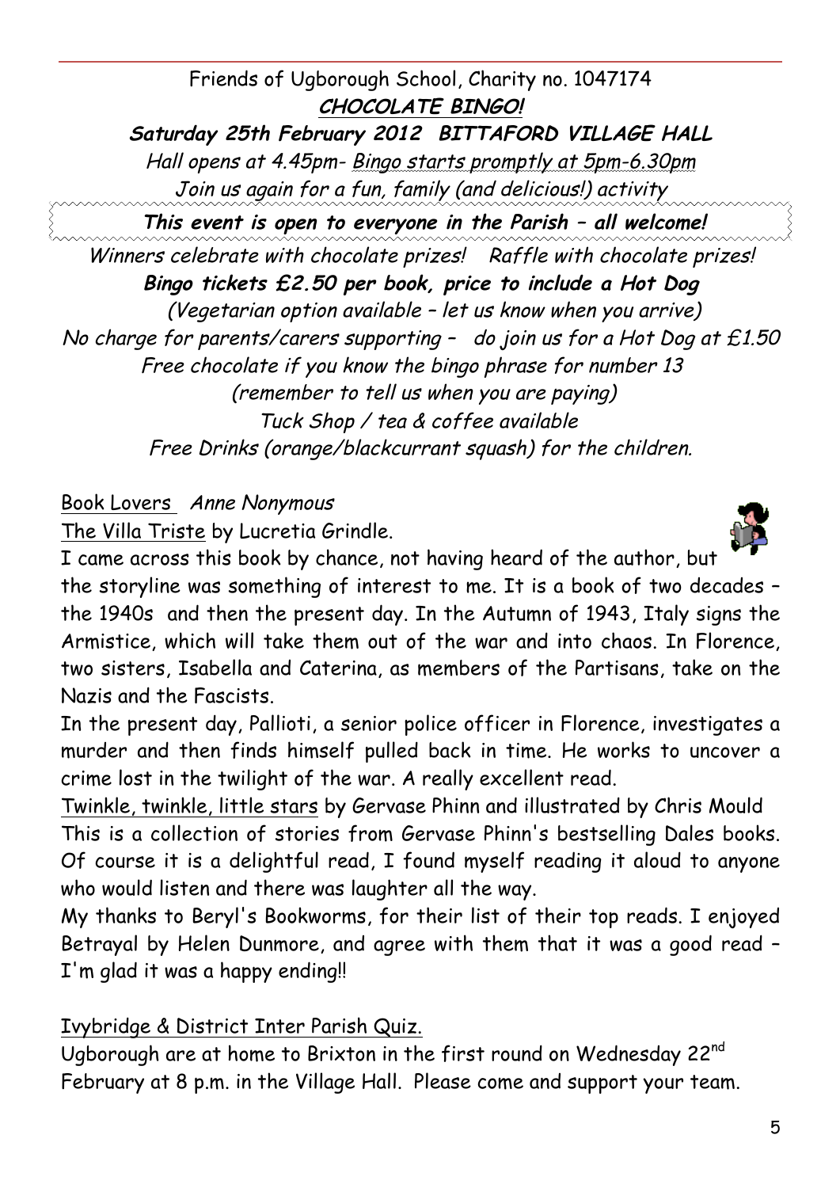Friends of Ugborough School, Charity no. 1047174

**CHOCOLATE BINGO!**

***Saturday 25th February 2012 BITTAFORD VILLAGE HALL***

*Hall opens at 4.45pm- Bingo starts promptly at 5pm-6.30pm*

*Join us again for a fun, family (and delicious!) activity*

***This event is open to everyone in the Parish – all welcome!***

*Winners celebrate with chocolate prizes! Raffle with chocolate prizes!*

***Bingo tickets £2.50 per book, price to include a Hot Dog***

*(Vegetarian option available – let us know when you arrive)*

*No charge for parents/carers supporting – do join us for a Hot Dog at £1.50*

*Free chocolate if you know the bingo phrase for number 13*

*(remember to tell us when you are paying)*

*Tuck Shop / tea & coffee available*

*Free Drinks (orange/blackcurrant squash) for the children.*

Book Lovers *Anne Nonymous*

The Villa Triste by Lucretia Grindle.

I came across this book by chance, not having heard of the author, but the storyline was something of interest to me. It is a book of two decades – the 1940s and then the present day. In the Autumn of 1943, Italy signs the Armistice, which will take them out of the war and into chaos. In Florence, two sisters, Isabella and Caterina, as members of the Partisans, take on the Nazis and the Fascists.

In the present day, Pallioti, a senior police officer in Florence, investigates a murder and then finds himself pulled back in time. He works to uncover a crime lost in the twilight of the war. A really excellent read.

Twinkle, twinkle, little stars by Gervase Phinn and illustrated by Chris Mould

This is a collection of stories from Gervase Phinn's bestselling Dales books. Of course it is a delightful read, I found myself reading it aloud to anyone who would listen and there was laughter all the way.

My thanks to Beryl's Bookworms, for their list of their top reads. I enjoyed Betrayal by Helen Dunmore, and agree with them that it was a good read – I'm glad it was a happy ending!!

Ivybridge & District Inter Parish Quiz.

Ugborough are at home to Brixton in the first round on Wednesday 22nd February at 8 p.m. in the Village Hall. Please come and support your team.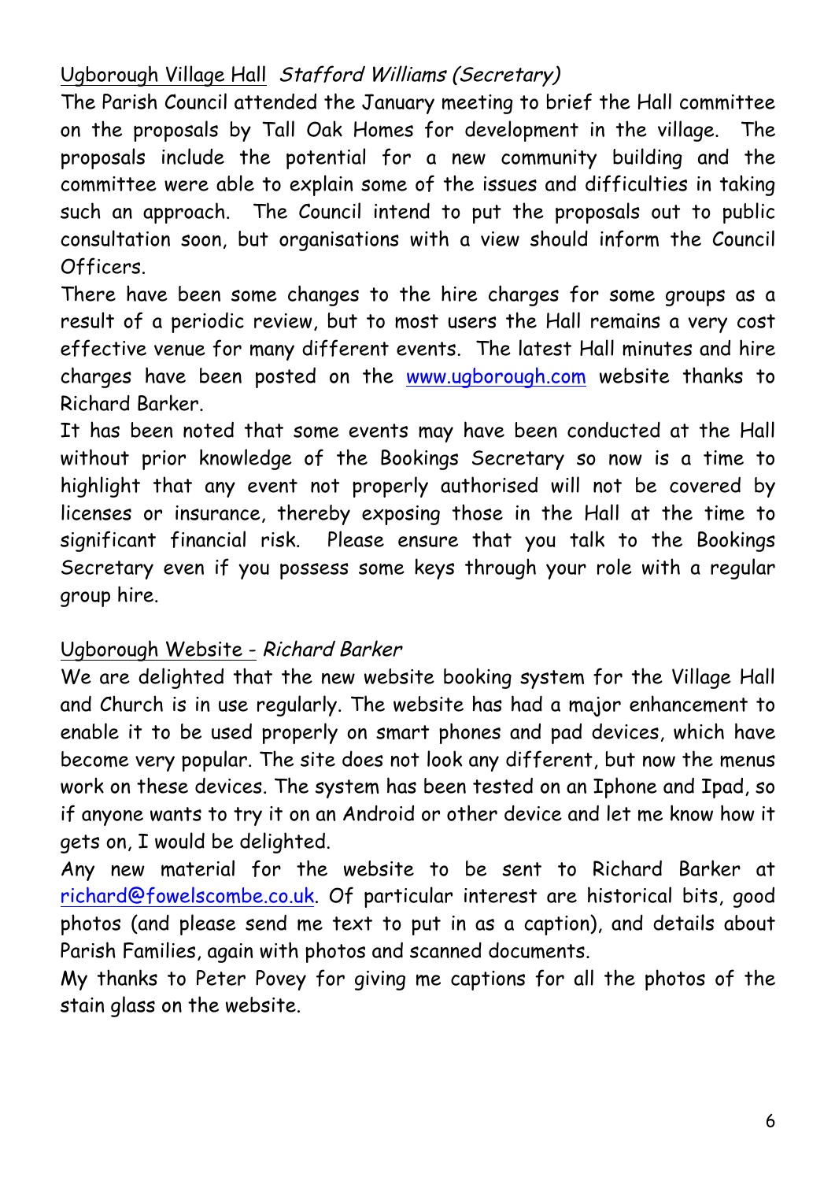Ugborough Village Hall *Stafford Williams (Secretary)*

The Parish Council attended the January meeting to brief the Hall committee on the proposals by Tall Oak Homes for development in the village. The proposals include the potential for a new community building and the committee were able to explain some of the issues and difficulties in taking such an approach. The Council intend to put the proposals out to public consultation soon, but organisations with a view should inform the Council Officers.

There have been some changes to the hire charges for some groups as a result of a periodic review, but to most users the Hall remains a very cost effective venue for many different events. The latest Hall minutes and hire charges have been posted on the www.ugborough.com website thanks to Richard Barker.

It has been noted that some events may have been conducted at the Hall without prior knowledge of the Bookings Secretary so now is a time to highlight that any event not properly authorised will not be covered by licenses or insurance, thereby exposing those in the Hall at the time to significant financial risk. Please ensure that you talk to the Bookings Secretary even if you possess some keys through your role with a regular group hire.

Ugborough Website - *Richard Barker*

We are delighted that the new website booking system for the Village Hall and Church is in use regularly. The website has had a major enhancement to enable it to be used properly on smart phones and pad devices, which have become very popular. The site does not look any different, but now the menus work on these devices. The system has been tested on an Iphone and Ipad, so if anyone wants to try it on an Android or other device and let me know how it gets on, I would be delighted.

Any new material for the website to be sent to Richard Barker at richard@fowelscombe.co.uk. Of particular interest are historical bits, good photos (and please send me text to put in as a caption), and details about Parish Families, again with photos and scanned documents.

My thanks to Peter Povey for giving me captions for all the photos of the stain glass on the website.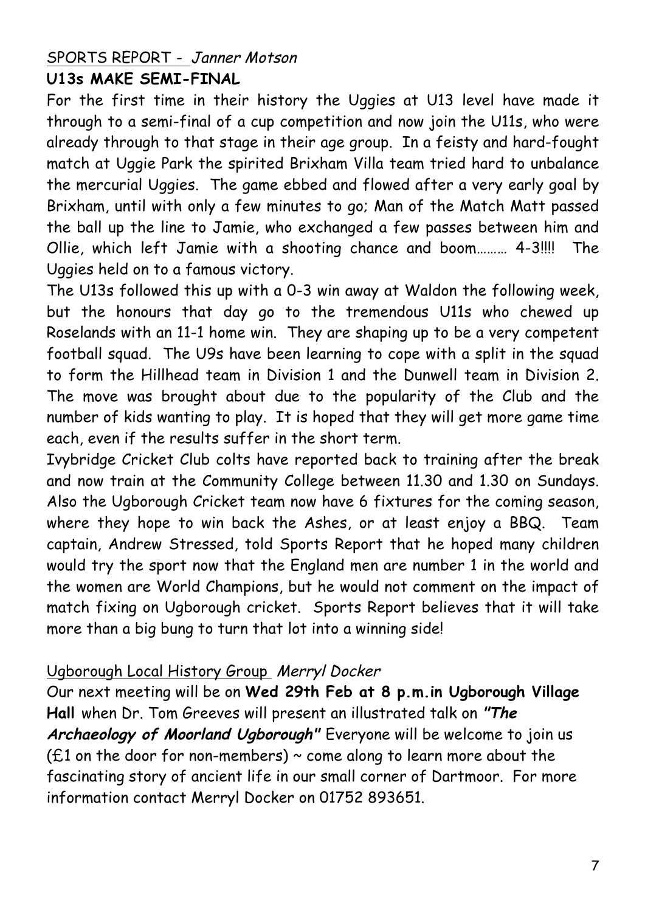## SPORTS REPORT - *Janner Motson*

**U13s MAKE SEMI-FINAL**

For the first time in their history the Uggies at U13 level have made it through to a semi-final of a cup competition and now join the U11s, who were already through to that stage in their age group. In a feisty and hard-fought match at Uggie Park the spirited Brixham Villa team tried hard to unbalance the mercurial Uggies. The game ebbed and flowed after a very early goal by Brixham, until with only a few minutes to go; Man of the Match Matt passed the ball up the line to Jamie, who exchanged a few passes between him and Ollie, which left Jamie with a shooting chance and boom……… 4-3!!!! The Uggies held on to a famous victory.

The U13s followed this up with a 0-3 win away at Waldon the following week, but the honours that day go to the tremendous U11s who chewed up Roselands with an 11-1 home win. They are shaping up to be a very competent football squad. The U9s have been learning to cope with a split in the squad to form the Hillhead team in Division 1 and the Dunwell team in Division 2. The move was brought about due to the popularity of the Club and the number of kids wanting to play. It is hoped that they will get more game time each, even if the results suffer in the short term.

Ivybridge Cricket Club colts have reported back to training after the break and now train at the Community College between 11.30 and 1.30 on Sundays. Also the Ugborough Cricket team now have 6 fixtures for the coming season, where they hope to win back the Ashes, or at least enjoy a BBQ. Team captain, Andrew Stressed, told Sports Report that he hoped many children would try the sport now that the England men are number 1 in the world and the women are World Champions, but he would not comment on the impact of match fixing on Ugborough cricket. Sports Report believes that it will take more than a big bung to turn that lot into a winning side!

## Ugborough Local History Group *Merryl Docker*

Our next meeting will be on **Wed 29th Feb at 8 p.m.in Ugborough Village Hall** when Dr. Tom Greeves will present an illustrated talk on ***"The Archaeology of Moorland Ugborough"*** Everyone will be welcome to join us (£1 on the door for non-members) ~ come along to learn more about the fascinating story of ancient life in our small corner of Dartmoor. For more information contact Merryl Docker on 01752 893651.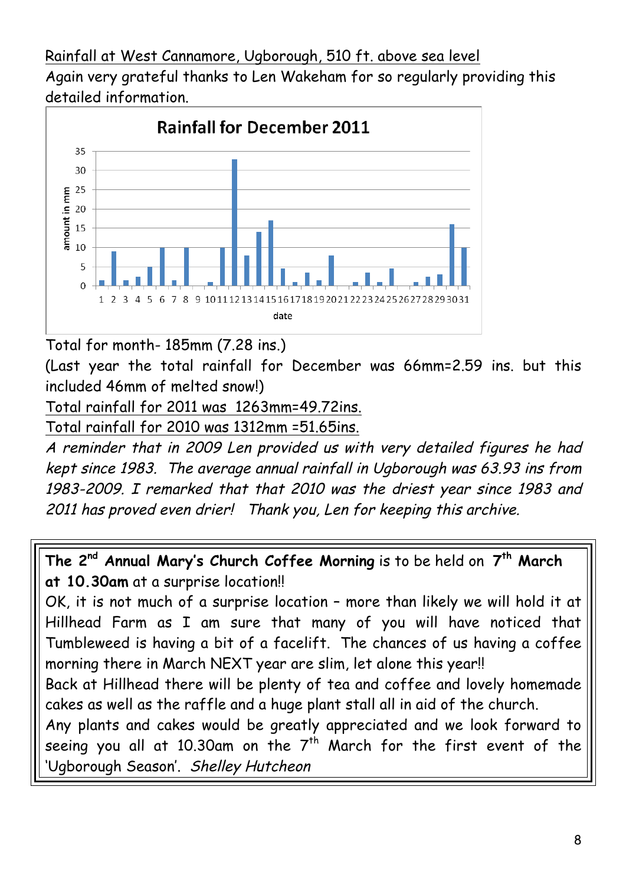Rainfall at West Cannamore, Ugborough, 510 ft. above sea level

Again very grateful thanks to Len Wakeham for so regularly providing this detailed information.

**Rainfall for December 2011**

Total for month- 185mm (7.28 ins.)

(Last year the total rainfall for December was 66mm=2.59 ins. but this included 46mm of melted snow!)

Total rainfall for 2011 was 1263mm=49.72ins.

Total rainfall for 2010 was 1312mm =51.65ins.

*A reminder that in 2009 Len provided us with very detailed figures he had kept since 1983. The average annual rainfall in Ugborough was 63.93 ins from 1983-2009. I remarked that that 2010 was the driest year since 1983 and 2011 has proved even drier! Thank you, Len for keeping this archive.*

**The 2nd Annual Mary's Church Coffee Morning** is to be held on **7th March at 10.30am** at a surprise location!!

OK, it is not much of a surprise location – more than likely we will hold it at Hillhead Farm as I am sure that many of you will have noticed that Tumbleweed is having a bit of a facelift. The chances of us having a coffee morning there in March NEXT year are slim, let alone this year!!

Back at Hillhead there will be plenty of tea and coffee and lovely homemade cakes as well as the raffle and a huge plant stall all in aid of the church.

Any plants and cakes would be greatly appreciated and we look forward to seeing you all at 10.30am on the 7th March for the first event of the 'Ugborough Season'. *Shelley Hutcheon*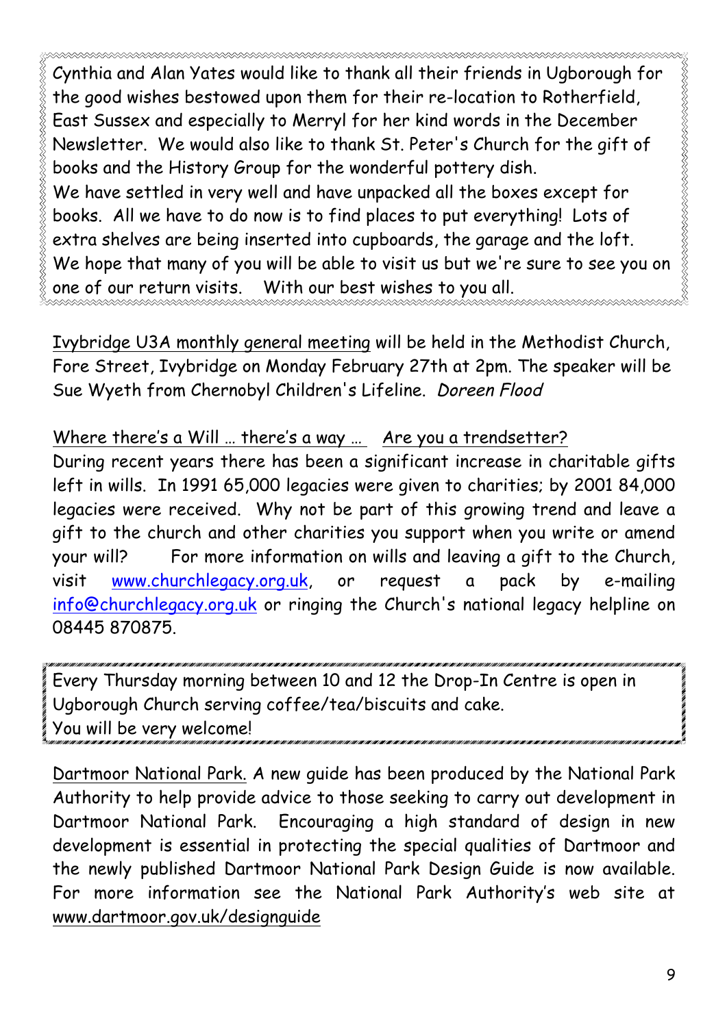Cynthia and Alan Yates would like to thank all their friends in Ugborough for the good wishes bestowed upon them for their re-location to Rotherfield, East Sussex and especially to Merryl for her kind words in the December Newsletter. We would also like to thank St. Peter's Church for the gift of books and the History Group for the wonderful pottery dish.
We have settled in very well and have unpacked all the boxes except for books. All we have to do now is to find places to put everything! Lots of extra shelves are being inserted into cupboards, the garage and the loft. We hope that many of you will be able to visit us but we're sure to see you on one of our return visits. With our best wishes to you all.

Ivybridge U3A monthly general meeting will be held in the Methodist Church, Fore Street, Ivybridge on Monday February 27th at 2pm. The speaker will be Sue Wyeth from Chernobyl Children's Lifeline. *Doreen Flood*

Where there's a Will … there's a way … Are you a trendsetter?
During recent years there has been a significant increase in charitable gifts left in wills. In 1991 65,000 legacies were given to charities; by 2001 84,000 legacies were received. Why not be part of this growing trend and leave a gift to the church and other charities you support when you write or amend your will? For more information on wills and leaving a gift to the Church, visit www.churchlegacy.org.uk, or request a pack by e-mailing info@churchlegacy.org.uk or ringing the Church's national legacy helpline on 08445 870875.

Every Thursday morning between 10 and 12 the Drop-In Centre is open in Ugborough Church serving coffee/tea/biscuits and cake.
You will be very welcome!

Dartmoor National Park. A new guide has been produced by the National Park Authority to help provide advice to those seeking to carry out development in Dartmoor National Park. Encouraging a high standard of design in new development is essential in protecting the special qualities of Dartmoor and the newly published Dartmoor National Park Design Guide is now available. For more information see the National Park Authority's web site at www.dartmoor.gov.uk/designguide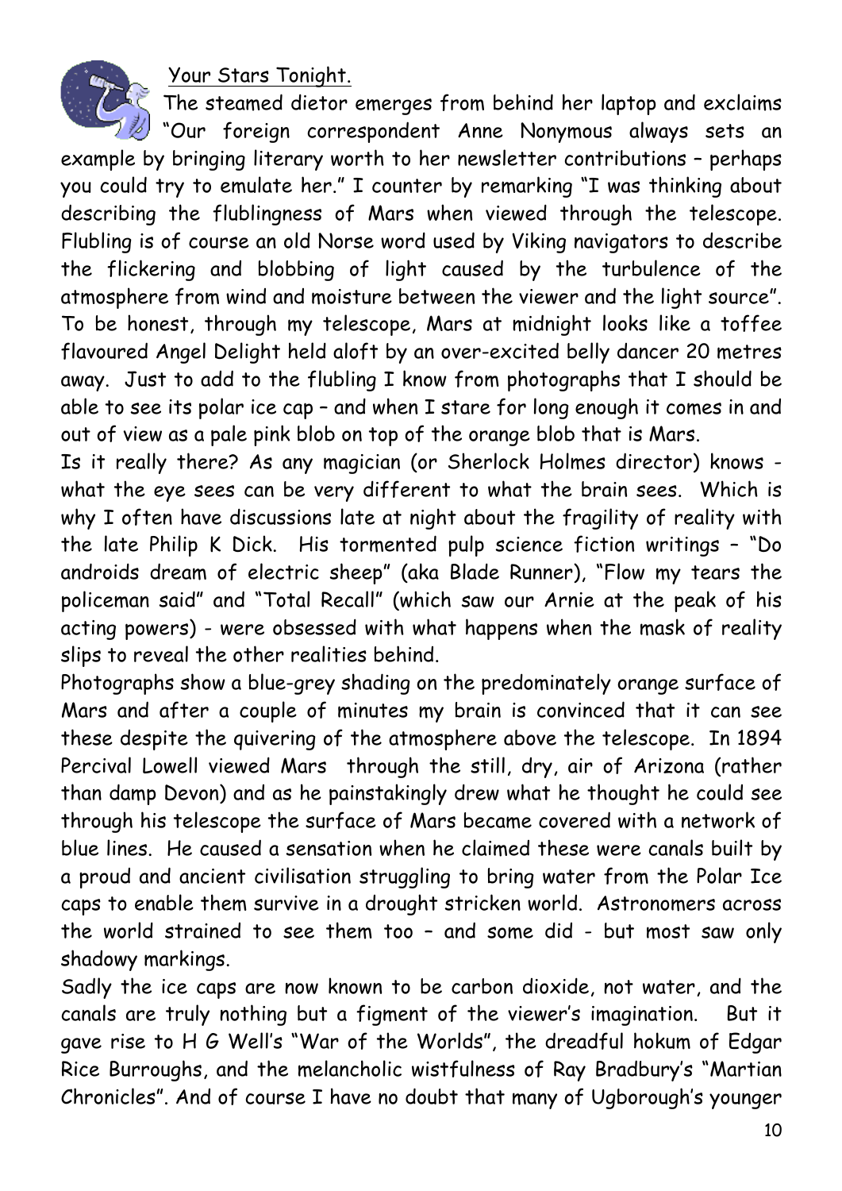## Your Stars Tonight.

The steamed dietor emerges from behind her laptop and exclaims "Our foreign correspondent Anne Nonymous always sets an example by bringing literary worth to her newsletter contributions – perhaps you could try to emulate her." I counter by remarking "I was thinking about describing the flublingness of Mars when viewed through the telescope. Flubling is of course an old Norse word used by Viking navigators to describe the flickering and blobbing of light caused by the turbulence of the atmosphere from wind and moisture between the viewer and the light source". To be honest, through my telescope, Mars at midnight looks like a toffee flavoured Angel Delight held aloft by an over-excited belly dancer 20 metres away. Just to add to the flubling I know from photographs that I should be able to see its polar ice cap – and when I stare for long enough it comes in and out of view as a pale pink blob on top of the orange blob that is Mars.

Is it really there? As any magician (or Sherlock Holmes director) knows - what the eye sees can be very different to what the brain sees. Which is why I often have discussions late at night about the fragility of reality with the late Philip K Dick. His tormented pulp science fiction writings – "Do androids dream of electric sheep" (aka Blade Runner), "Flow my tears the policeman said" and "Total Recall" (which saw our Arnie at the peak of his acting powers) - were obsessed with what happens when the mask of reality slips to reveal the other realities behind.

Photographs show a blue-grey shading on the predominately orange surface of Mars and after a couple of minutes my brain is convinced that it can see these despite the quivering of the atmosphere above the telescope. In 1894 Percival Lowell viewed Mars through the still, dry, air of Arizona (rather than damp Devon) and as he painstakingly drew what he thought he could see through his telescope the surface of Mars became covered with a network of blue lines. He caused a sensation when he claimed these were canals built by a proud and ancient civilisation struggling to bring water from the Polar Ice caps to enable them survive in a drought stricken world. Astronomers across the world strained to see them too – and some did - but most saw only shadowy markings.

Sadly the ice caps are now known to be carbon dioxide, not water, and the canals are truly nothing but a figment of the viewer's imagination. But it gave rise to H G Well's "War of the Worlds", the dreadful hokum of Edgar Rice Burroughs, and the melancholic wistfulness of Ray Bradbury's "Martian Chronicles". And of course I have no doubt that many of Ugborough's younger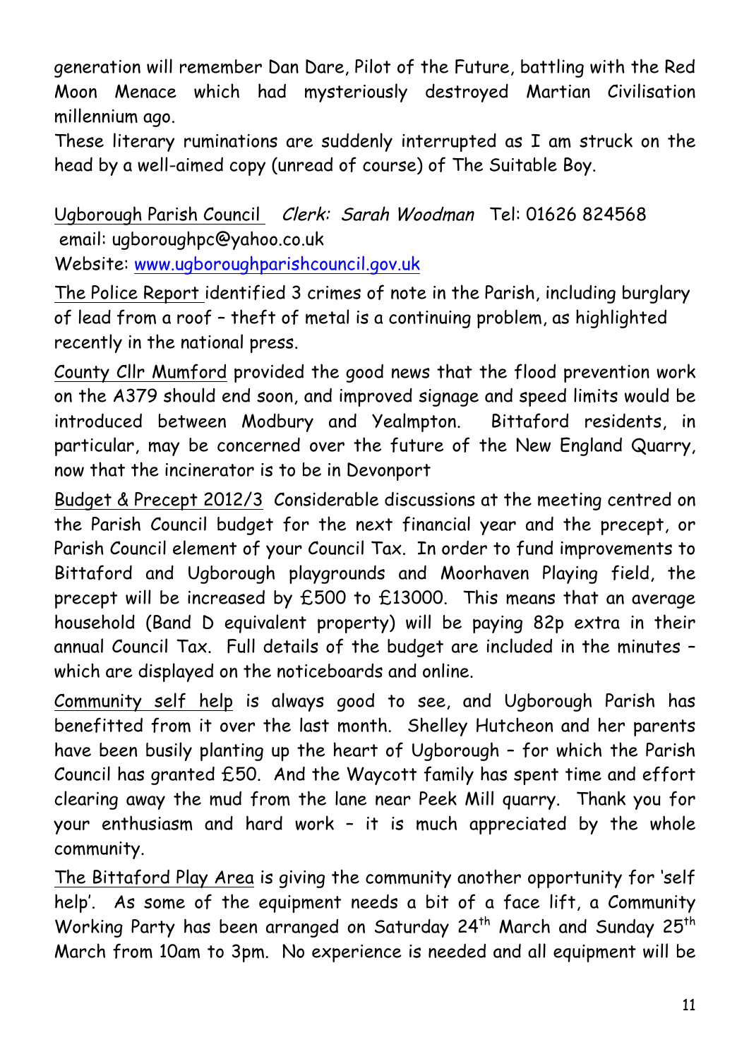generation will remember Dan Dare, Pilot of the Future, battling with the Red Moon Menace which had mysteriously destroyed Martian Civilisation millennium ago.

These literary ruminations are suddenly interrupted as I am struck on the head by a well-aimed copy (unread of course) of The Suitable Boy.

Ugborough Parish Council *Clerk: Sarah Woodman* Tel: 01626 824568
email: ugboroughpc@yahoo.co.uk
Website: [www.ugboroughparishcouncil.gov.uk](http://www.ugboroughparishcouncil.gov.uk)

The Police Report identified 3 crimes of note in the Parish, including burglary of lead from a roof – theft of metal is a continuing problem, as highlighted recently in the national press.

County Cllr Mumford provided the good news that the flood prevention work on the A379 should end soon, and improved signage and speed limits would be introduced between Modbury and Yealmpton. Bittaford residents, in particular, may be concerned over the future of the New England Quarry, now that the incinerator is to be in Devonport

Budget & Precept 2012/3 Considerable discussions at the meeting centred on the Parish Council budget for the next financial year and the precept, or Parish Council element of your Council Tax. In order to fund improvements to Bittaford and Ugborough playgrounds and Moorhaven Playing field, the precept will be increased by £500 to £13000. This means that an average household (Band D equivalent property) will be paying 82p extra in their annual Council Tax. Full details of the budget are included in the minutes – which are displayed on the noticeboards and online.

Community self help is always good to see, and Ugborough Parish has benefitted from it over the last month. Shelley Hutcheon and her parents have been busily planting up the heart of Ugborough – for which the Parish Council has granted £50. And the Waycott family has spent time and effort clearing away the mud from the lane near Peek Mill quarry. Thank you for your enthusiasm and hard work – it is much appreciated by the whole community.

The Bittaford Play Area is giving the community another opportunity for 'self help'. As some of the equipment needs a bit of a face lift, a Community Working Party has been arranged on Saturday 24th March and Sunday 25th March from 10am to 3pm. No experience is needed and all equipment will be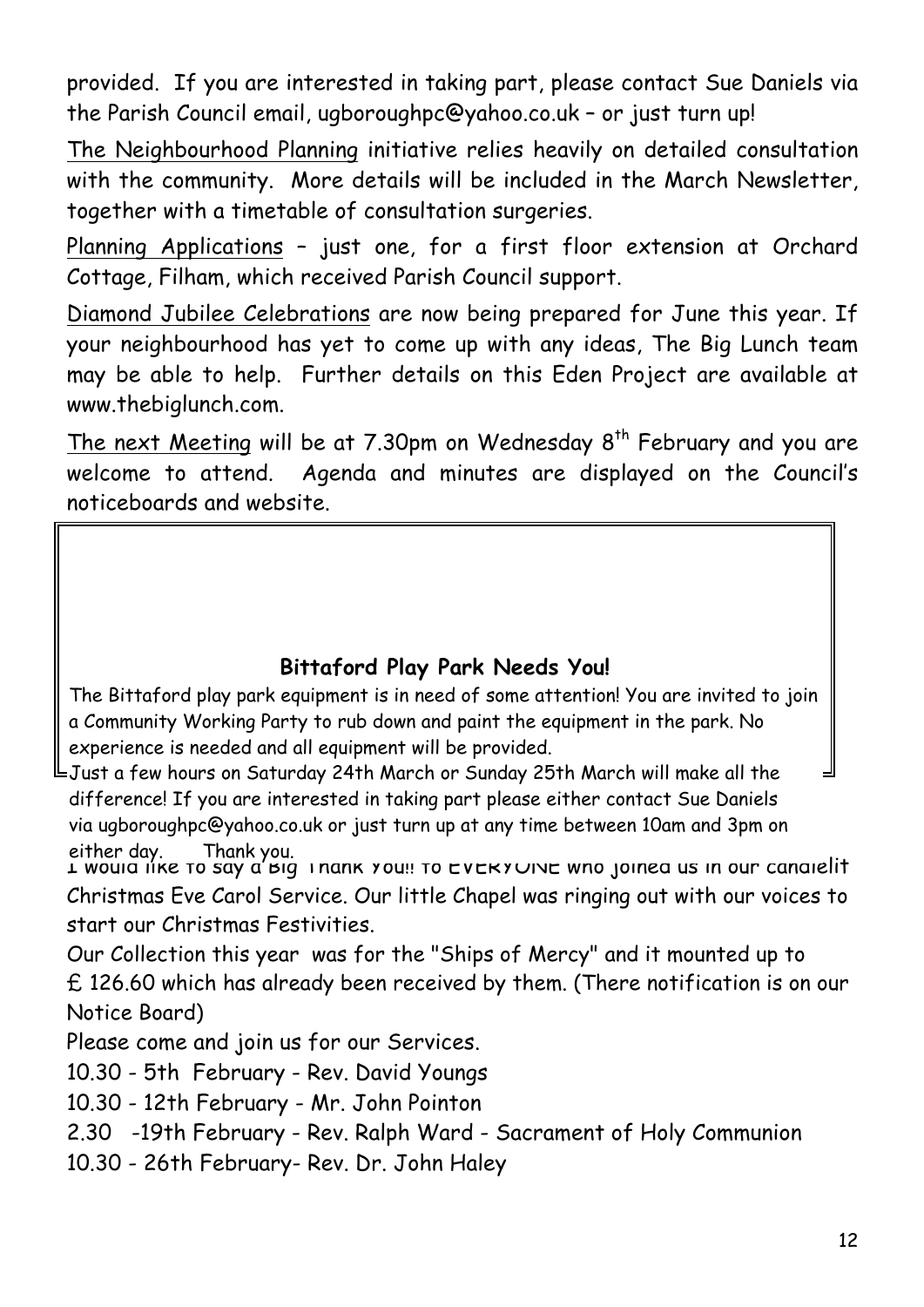provided. If you are interested in taking part, please contact Sue Daniels via the Parish Council email, ugboroughpc@yahoo.co.uk – or just turn up!

The Neighbourhood Planning initiative relies heavily on detailed consultation with the community. More details will be included in the March Newsletter, together with a timetable of consultation surgeries.

Planning Applications – just one, for a first floor extension at Orchard Cottage, Filham, which received Parish Council support.

Diamond Jubilee Celebrations are now being prepared for June this year. If your neighbourhood has yet to come up with any ideas, The Big Lunch team may be able to help. Further details on this Eden Project are available at www.thebiglunch.com.

The next Meeting will be at 7.30pm on Wednesday 8th February and you are welcome to attend. Agenda and minutes are displayed on the Council's noticeboards and website.

**Bittaford Play Park Needs You!**

The Bittaford play park equipment is in need of some attention! You are invited to join a Community Working Party to rub down and paint the equipment in the park. No experience is needed and all equipment will be provided.

Just a few hours on Saturday 24th March or Sunday 25th March will make all the difference! If you are interested in taking part please either contact Sue Daniels via ugboroughpc@yahoo.co.uk or just turn up at any time between 10am and 3pm on either day. Thank you.

I would like to say a Big Thank You!! To EVERYONE who joined us in our candlelit Christmas Eve Carol Service. Our little Chapel was ringing out with our voices to start our Christmas Festivities.

Our Collection this year was for the "Ships of Mercy" and it mounted up to £ 126.60 which has already been received by them. (There notification is on our Notice Board)

Please come and join us for our Services.

10.30 - 5th February - Rev. David Youngs

10.30 - 12th February - Mr. John Pointon

2.30 -19th February - Rev. Ralph Ward - Sacrament of Holy Communion

10.30 - 26th February- Rev. Dr. John Haley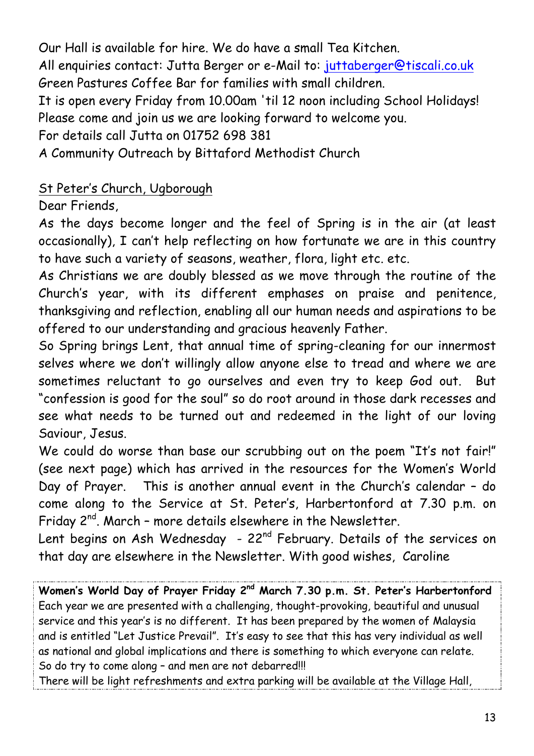Our Hall is available for hire. We do have a small Tea Kitchen.
All enquiries contact: Jutta Berger or e-Mail to: juttaberger@tiscali.co.uk
Green Pastures Coffee Bar for families with small children.
It is open every Friday from 10.00am 'til 12 noon including School Holidays!
Please come and join us we are looking forward to welcome you.
For details call Jutta on 01752 698 381
A Community Outreach by Bittaford Methodist Church

St Peter's Church, Ugborough

Dear Friends,

As the days become longer and the feel of Spring is in the air (at least occasionally), I can't help reflecting on how fortunate we are in this country to have such a variety of seasons, weather, flora, light etc. etc.

As Christians we are doubly blessed as we move through the routine of the Church's year, with its different emphases on praise and penitence, thanksgiving and reflection, enabling all our human needs and aspirations to be offered to our understanding and gracious heavenly Father.

So Spring brings Lent, that annual time of spring-cleaning for our innermost selves where we don't willingly allow anyone else to tread and where we are sometimes reluctant to go ourselves and even try to keep God out. But "confession is good for the soul" so do root around in those dark recesses and see what needs to be turned out and redeemed in the light of our loving Saviour, Jesus.

We could do worse than base our scrubbing out on the poem "It's not fair!" (see next page) which has arrived in the resources for the Women's World Day of Prayer. This is another annual event in the Church's calendar – do come along to the Service at St. Peter's, Harbertonford at 7.30 p.m. on Friday 2nd. March – more details elsewhere in the Newsletter.

Lent begins on Ash Wednesday - 22nd February. Details of the services on that day are elsewhere in the Newsletter. With good wishes, Caroline

**Women's World Day of Prayer Friday 2nd March 7.30 p.m. St. Peter's Harbertonford**

Each year we are presented with a challenging, thought-provoking, beautiful and unusual service and this year's is no different. It has been prepared by the women of Malaysia and is entitled "Let Justice Prevail". It's easy to see that this has very individual as well as national and global implications and there is something to which everyone can relate. So do try to come along – and men are not debarred!!!

There will be light refreshments and extra parking will be available at the Village Hall,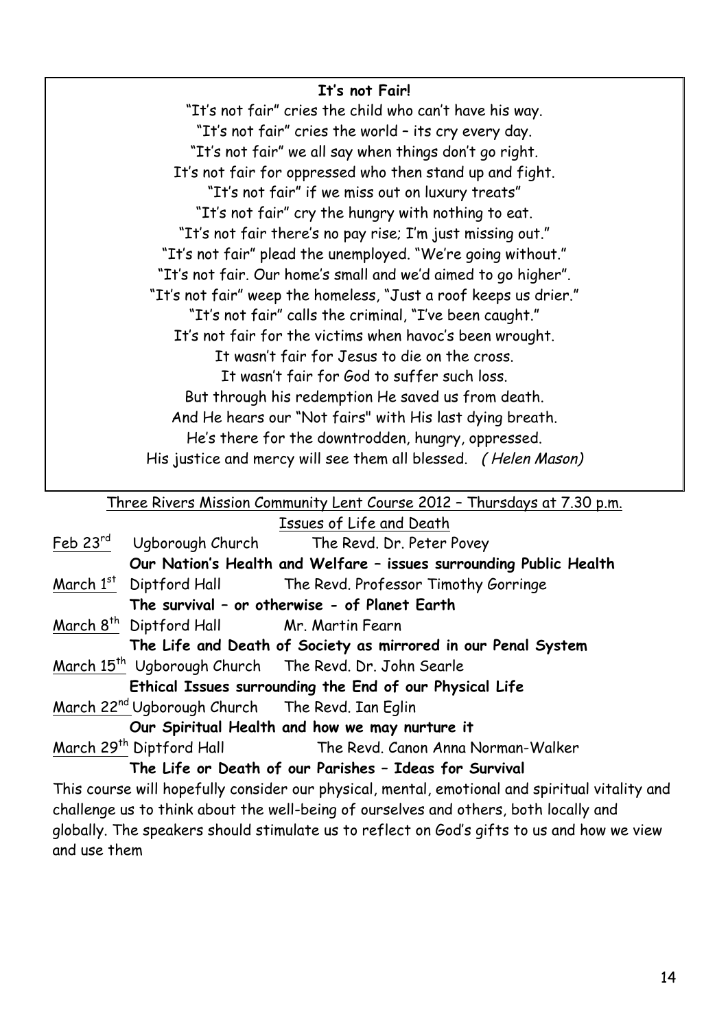**It's not Fair!**

"It's not fair" cries the child who can't have his way.
"It's not fair" cries the world – its cry every day.
"It's not fair" we all say when things don't go right.
It's not fair for oppressed who then stand up and fight.
"It's not fair" if we miss out on luxury treats"
"It's not fair" cry the hungry with nothing to eat.
"It's not fair there's no pay rise; I'm just missing out."
"It's not fair" plead the unemployed. "We're going without."
"It's not fair. Our home's small and we'd aimed to go higher".
"It's not fair" weep the homeless, "Just a roof keeps us drier."
"It's not fair" calls the criminal, "I've been caught."
It's not fair for the victims when havoc's been wrought.
It wasn't fair for Jesus to die on the cross.
It wasn't fair for God to suffer such loss.
But through his redemption He saved us from death.
And He hears our "Not fairs" with His last dying breath.
He's there for the downtrodden, hungry, oppressed.
His justice and mercy will see them all blessed. *( Helen Mason)*

Three Rivers Mission Community Lent Course 2012 – Thursdays at 7.30 p.m.

Issues of Life and Death

Feb 23rd Ugborough Church The Revd. Dr. Peter Povey
**Our Nation's Health and Welfare – issues surrounding Public Health**

March 1st Diptford Hall The Revd. Professor Timothy Gorringe
**The survival – or otherwise - of Planet Earth**

March 8th Diptford Hall Mr. Martin Fearn
**The Life and Death of Society as mirrored in our Penal System**

March 15th Ugborough Church The Revd. Dr. John Searle
**Ethical Issues surrounding the End of our Physical Life**

March 22nd Ugborough Church The Revd. Ian Eglin
**Our Spiritual Health and how we may nurture it**

March 29th Diptford Hall The Revd. Canon Anna Norman-Walker
**The Life or Death of our Parishes – Ideas for Survival**

This course will hopefully consider our physical, mental, emotional and spiritual vitality and challenge us to think about the well-being of ourselves and others, both locally and globally. The speakers should stimulate us to reflect on God's gifts to us and how we view and use them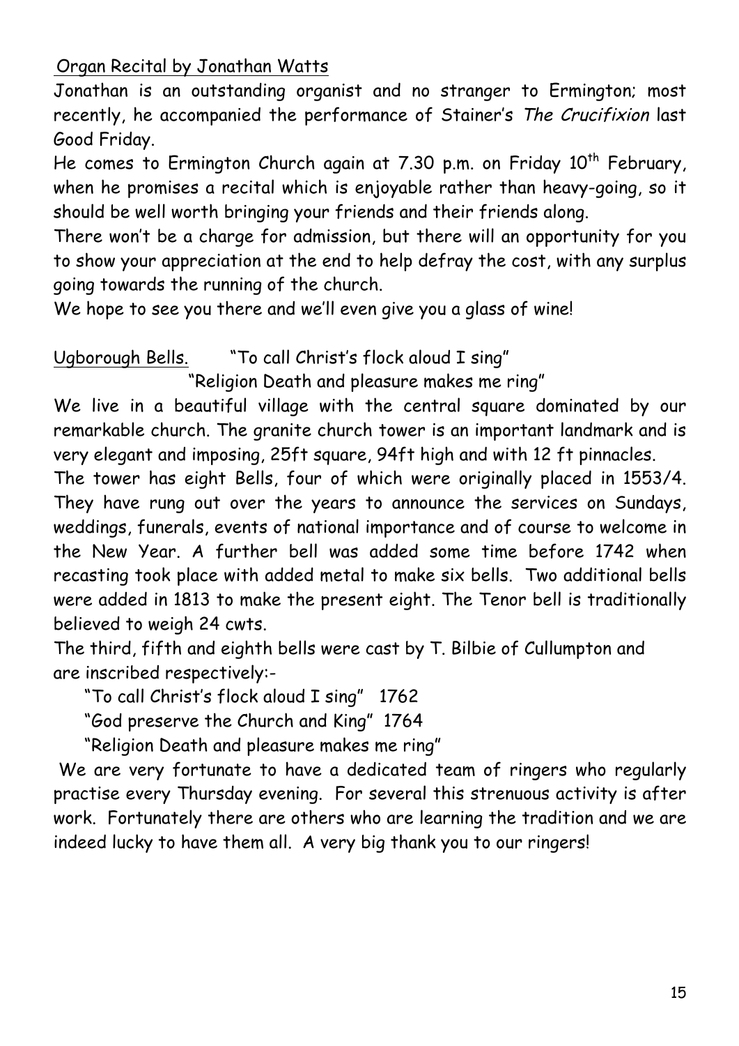Organ Recital by Jonathan Watts

Jonathan is an outstanding organist and no stranger to Ermington; most recently, he accompanied the performance of Stainer's *The Crucifixion* last Good Friday.

He comes to Ermington Church again at 7.30 p.m. on Friday 10th February, when he promises a recital which is enjoyable rather than heavy-going, so it should be well worth bringing your friends and their friends along.

There won't be a charge for admission, but there will an opportunity for you to show your appreciation at the end to help defray the cost, with any surplus going towards the running of the church.

We hope to see you there and we'll even give you a glass of wine!

Ugborough Bells. "To call Christ's flock aloud I sing"
"Religion Death and pleasure makes me ring"

We live in a beautiful village with the central square dominated by our remarkable church. The granite church tower is an important landmark and is very elegant and imposing, 25ft square, 94ft high and with 12 ft pinnacles.

The tower has eight Bells, four of which were originally placed in 1553/4. They have rung out over the years to announce the services on Sundays, weddings, funerals, events of national importance and of course to welcome in the New Year. A further bell was added some time before 1742 when recasting took place with added metal to make six bells. Two additional bells were added in 1813 to make the present eight. The Tenor bell is traditionally believed to weigh 24 cwts.

The third, fifth and eighth bells were cast by T. Bilbie of Cullumpton and are inscribed respectively:-

"To call Christ's flock aloud I sing" 1762

"God preserve the Church and King" 1764

"Religion Death and pleasure makes me ring"

We are very fortunate to have a dedicated team of ringers who regularly practise every Thursday evening. For several this strenuous activity is after work. Fortunately there are others who are learning the tradition and we are indeed lucky to have them all. A very big thank you to our ringers!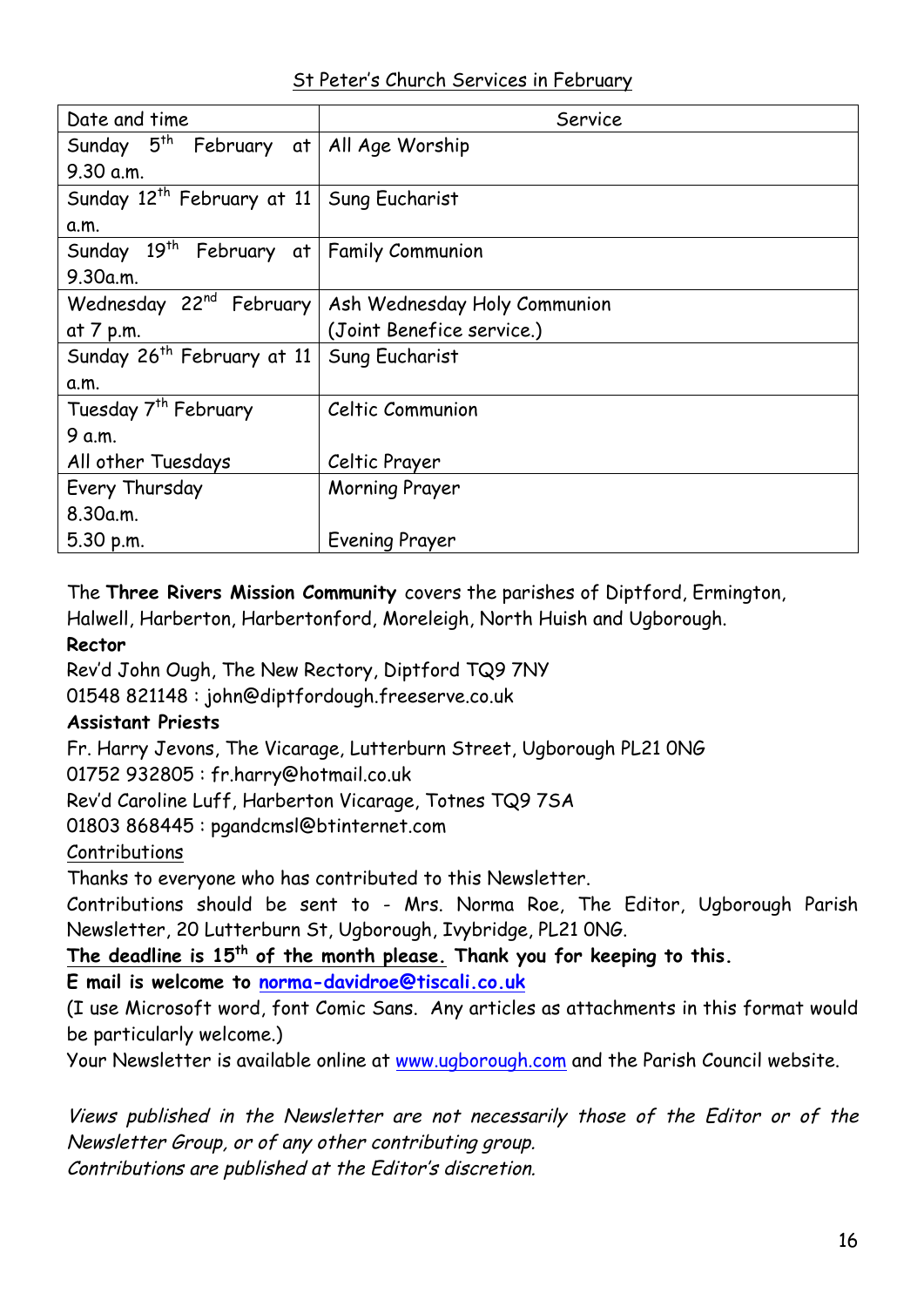St Peter's Church Services in February

| Date and time | Service |
|---|---|
| Sunday 5th February at 9.30 a.m. | All Age Worship |
| Sunday 12th February at 11 a.m. | Sung Eucharist |
| Sunday 19th February at 9.30a.m. | Family Communion |
| Wednesday 22nd February at 7 p.m. | Ash Wednesday Holy Communion (Joint Benefice service.) |
| Sunday 26th February at 11 a.m. | Sung Eucharist |
| Tuesday 7th February 9 a.m. All other Tuesdays | Celtic Communion Celtic Prayer |
| Every Thursday 8.30a.m. 5.30 p.m. | Morning Prayer Evening Prayer |

The **Three Rivers Mission Community** covers the parishes of Diptford, Ermington, Halwell, Harberton, Harbertonford, Moreleigh, North Huish and Ugborough.

**Rector**

Rev'd John Ough, The New Rectory, Diptford TQ9 7NY
01548 821148 : john@diptfordough.freeserve.co.uk

**Assistant Priests**

Fr. Harry Jevons, The Vicarage, Lutterburn Street, Ugborough PL21 0NG
01752 932805 : fr.harry@hotmail.co.uk
Rev'd Caroline Luff, Harberton Vicarage, Totnes TQ9 7SA
01803 868445 : pgandcmsl@btinternet.com

Contributions

Thanks to everyone who has contributed to this Newsletter.
Contributions should be sent to - Mrs. Norma Roe, The Editor, Ugborough Parish Newsletter, 20 Lutterburn St, Ugborough, Ivybridge, PL21 0NG.

**The deadline is 15th of the month please. Thank you for keeping to this.**

**E mail is welcome to norma-davidroe@tiscali.co.uk**

(I use Microsoft word, font Comic Sans. Any articles as attachments in this format would be particularly welcome.)
Your Newsletter is available online at www.ugborough.com and the Parish Council website.

*Views published in the Newsletter are not necessarily those of the Editor or of the Newsletter Group, or of any other contributing group.*
*Contributions are published at the Editor's discretion.*